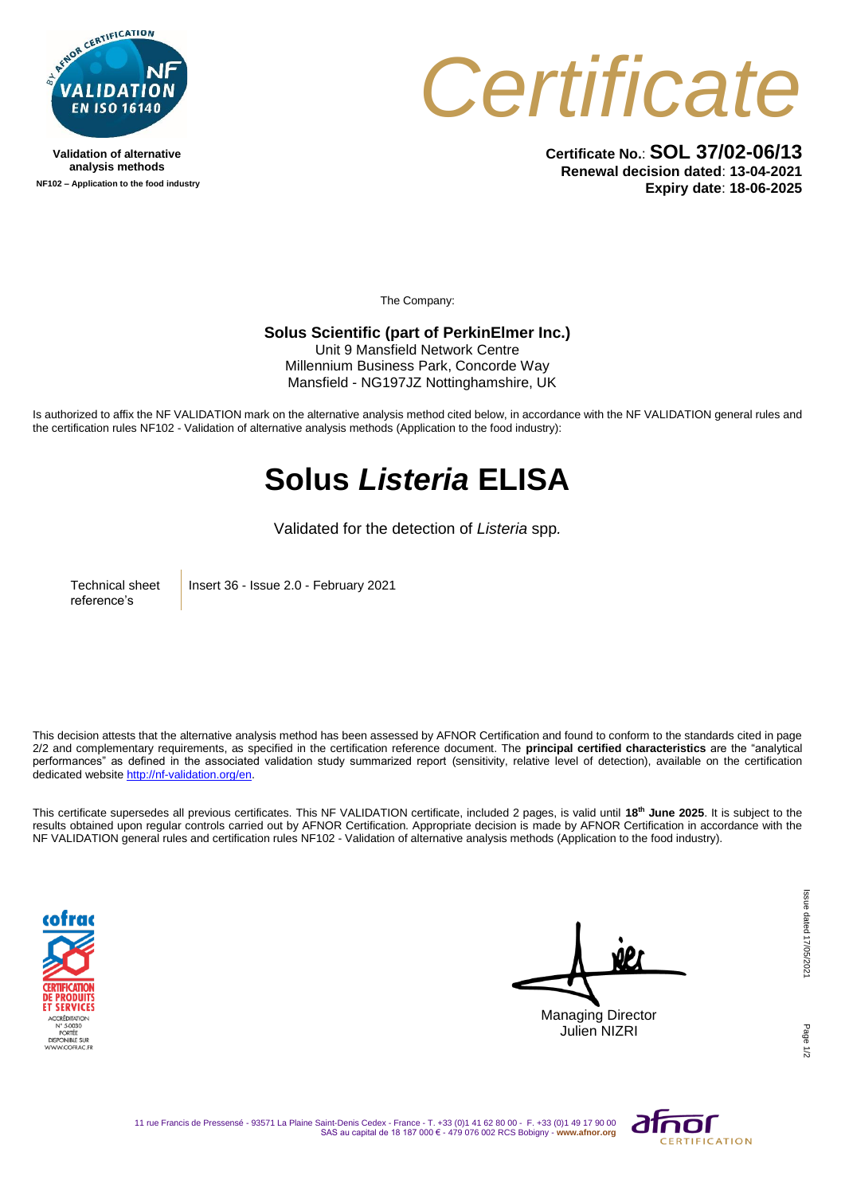**Validation of alternative analysis methods**
**NF102 – Application to the food industry**

# *Certificate*

**Certificate No.**: **SOL 37/02-06/13**
**Renewal decision dated**: **13-04-2021**
**Expiry date**: **18-06-2025**

The Company:

**Solus Scientific (part of PerkinElmer Inc.)**
Unit 9 Mansfield Network Centre
Millennium Business Park, Concorde Way
Mansfield - NG197JZ Nottinghamshire, UK

Is authorized to affix the NF VALIDATION mark on the alternative analysis method cited below, in accordance with the NF VALIDATION general rules and the certification rules NF102 - Validation of alternative analysis methods (Application to the food industry):

# Solus *Listeria* ELISA

Validated for the detection of *Listeria* spp.

| Technical sheet reference's | Insert 36 - Issue 2.0 - February 2021 |
|---|---|

This decision attests that the alternative analysis method has been assessed by AFNOR Certification and found to conform to the standards cited in page 2/2 and complementary requirements, as specified in the certification reference document. The **principal certified characteristics** are the "analytical performances" as defined in the associated validation study summarized report (sensitivity, relative level of detection), available on the certification dedicated website http://nf-validation.org/en.

This certificate supersedes all previous certificates. This NF VALIDATION certificate, included 2 pages, is valid until **18th June 2025**. It is subject to the results obtained upon regular controls carried out by AFNOR Certification. Appropriate decision is made by AFNOR Certification in accordance with the NF VALIDATION general rules and certification rules NF102 - Validation of alternative analysis methods (Application to the food industry).

Managing Director
Julien NIZRI

Issue dated 17/05/2021

11 rue Francis de Pressensé - 93571 La Plaine Saint-Denis Cedex - France - T. +33 (0)1 41 62 80 00 - F. +33 (0)1 49 17 90 00
SAS au capital de 18 187 000 € - 479 076 002 RCS Bobigny - **www.afnor.org**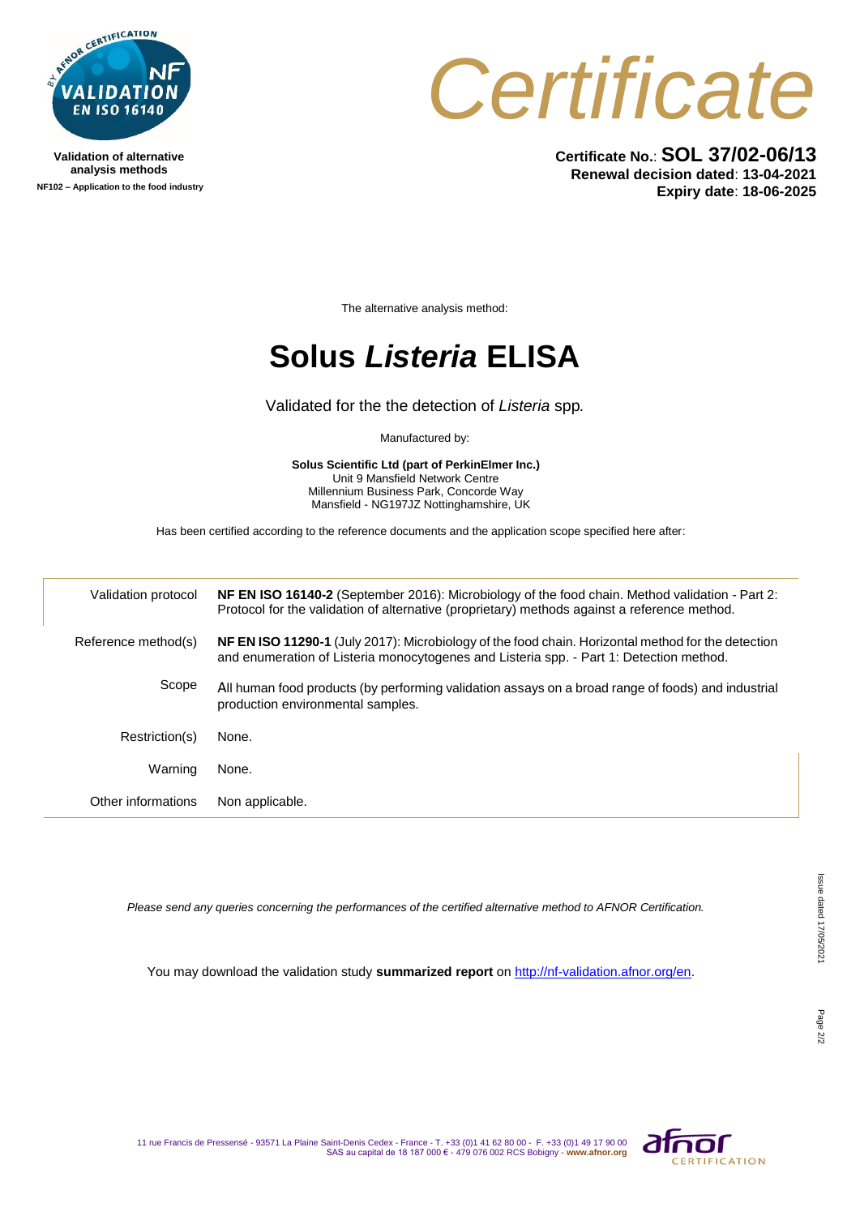Validation of alternative analysis methods

NF102 – Application to the food industry

# Certificate

**Certificate No.**: **SOL 37/02-06/13**
**Renewal decision dated**: **13-04-2021**
**Expiry date**: **18-06-2025**

The alternative analysis method:

# Solus *Listeria* ELISA

Validated for the the detection of *Listeria* spp*.*

Manufactured by:

**Solus Scientific Ltd (part of PerkinElmer Inc.)**
Unit 9 Mansfield Network Centre
Millennium Business Park, Concorde Way
Mansfield - NG197JZ Nottinghamshire, UK

Has been certified according to the reference documents and the application scope specified here after:

| | |
|---|---|
| Validation protocol | **NF EN ISO 16140-2** (September 2016): Microbiology of the food chain. Method validation - Part 2: Protocol for the validation of alternative (proprietary) methods against a reference method. |
| Reference method(s) | **NF EN ISO 11290-1** (July 2017): Microbiology of the food chain. Horizontal method for the detection and enumeration of Listeria monocytogenes and Listeria spp. - Part 1: Detection method. |
| Scope | All human food products (by performing validation assays on a broad range of foods) and industrial production environmental samples. |
| Restriction(s) | None. |
| Warning | None. |
| Other informations | Non applicable. |

*Please send any queries concerning the performances of the certified alternative method to AFNOR Certification.*

You may download the validation study **summarized report** on http://nf-validation.afnor.org/en.

Issue dated 17/05/2021

11 rue Francis de Pressensé - 93571 La Plaine Saint-Denis Cedex - France - T. +33 (0)1 41 62 80 00 - F. +33 (0)1 49 17 90 00
SAS au capital de 18 187 000 € - 479 076 002 RCS Bobigny - **www.afnor.org**